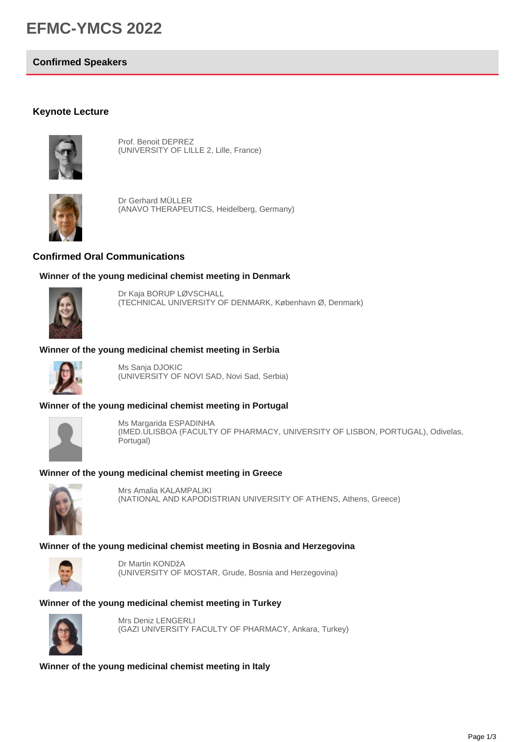# EFMC-YMCS 2022

## Confirmed Speakers

### Keynote Lecture

Prof. Benoit DEPREZ
(UNIVERSITY OF LILLE 2, Lille, France)

Dr Gerhard MÜLLER
(ANAVO THERAPEUTICS, Heidelberg, Germany)

### Confirmed Oral Communications

#### Winner of the young medicinal chemist meeting in Denmark

Dr Kaja BORUP LØVSCHALL
(TECHNICAL UNIVERSITY OF DENMARK, København Ø, Denmark)

#### Winner of the young medicinal chemist meeting in Serbia

Ms Sanja DJOKIC
(UNIVERSITY OF NOVI SAD, Novi Sad, Serbia)

#### Winner of the young medicinal chemist meeting in Portugal

Ms Margarida ESPADINHA
(IMED.ULISBOA (FACULTY OF PHARMACY, UNIVERSITY OF LISBON, PORTUGAL), Odivelas, Portugal)

#### Winner of the young medicinal chemist meeting in Greece

Mrs Amalia KALAMPALIKI
(NATIONAL AND KAPODISTRIAN UNIVERSITY OF ATHENS, Athens, Greece)

#### Winner of the young medicinal chemist meeting in Bosnia and Herzegovina

Dr Martin KONDžA
(UNIVERSITY OF MOSTAR, Grude, Bosnia and Herzegovina)

#### Winner of the young medicinal chemist meeting in Turkey

Mrs Deniz LENGERLI
(GAZI UNIVERSITY FACULTY OF PHARMACY, Ankara, Turkey)

#### Winner of the young medicinal chemist meeting in Italy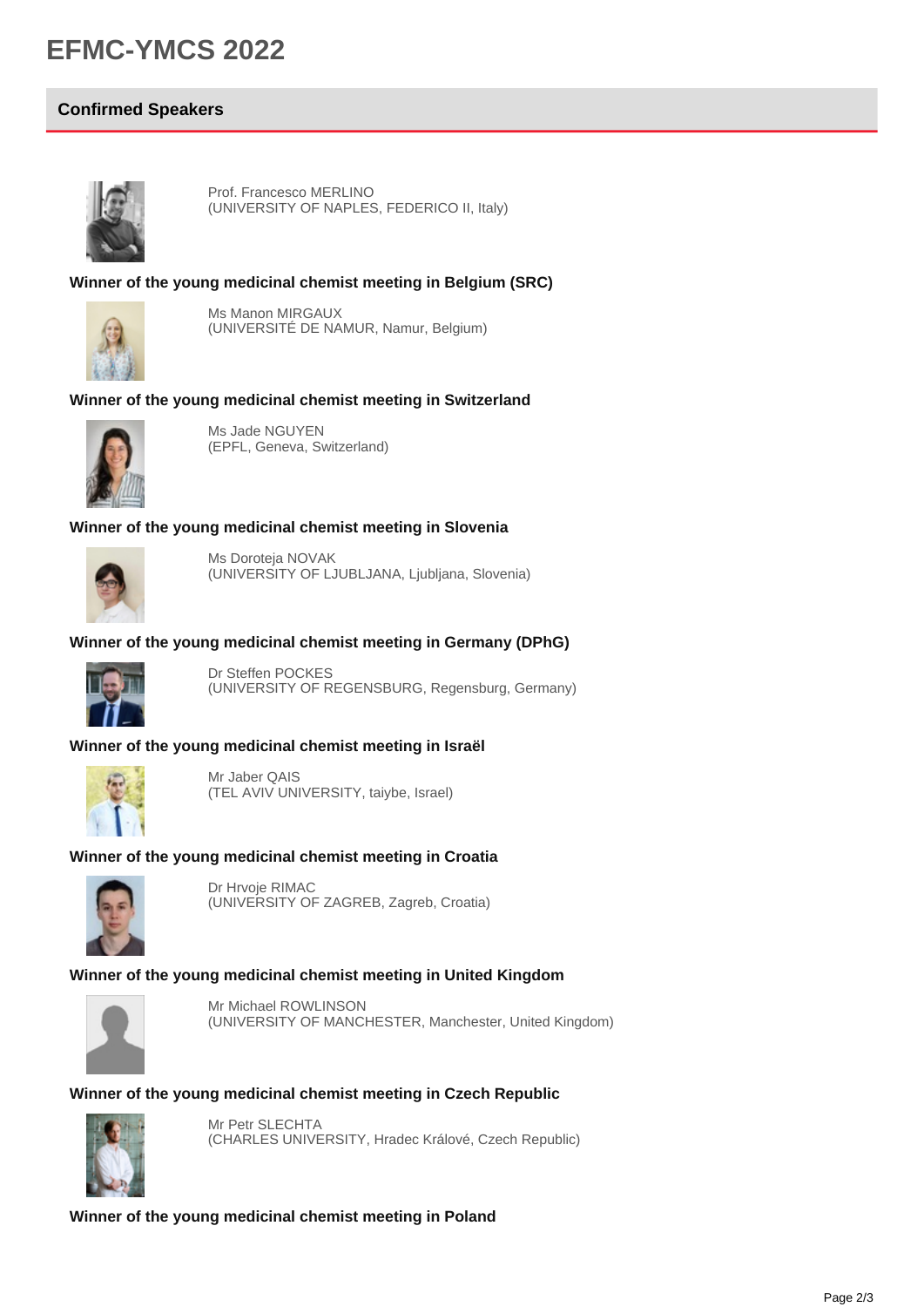# EFMC-YMCS 2022

## Confirmed Speakers

Prof. Francesco MERLINO
(UNIVERSITY OF NAPLES, FEDERICO II, Italy)

**Winner of the young medicinal chemist meeting in Belgium (SRC)**

Ms Manon MIRGAUX
(UNIVERSITÉ DE NAMUR, Namur, Belgium)

**Winner of the young medicinal chemist meeting in Switzerland**

Ms Jade NGUYEN
(EPFL, Geneva, Switzerland)

**Winner of the young medicinal chemist meeting in Slovenia**

Ms Doroteja NOVAK
(UNIVERSITY OF LJUBLJANA, Ljubljana, Slovenia)

**Winner of the young medicinal chemist meeting in Germany (DPhG)**

Dr Steffen POCKES
(UNIVERSITY OF REGENSBURG, Regensburg, Germany)

**Winner of the young medicinal chemist meeting in Israël**

Mr Jaber QAIS
(TEL AVIV UNIVERSITY, taiybe, Israel)

**Winner of the young medicinal chemist meeting in Croatia**

Dr Hrvoje RIMAC
(UNIVERSITY OF ZAGREB, Zagreb, Croatia)

**Winner of the young medicinal chemist meeting in United Kingdom**

Mr Michael ROWLINSON
(UNIVERSITY OF MANCHESTER, Manchester, United Kingdom)

**Winner of the young medicinal chemist meeting in Czech Republic**

Mr Petr SLECHTA
(CHARLES UNIVERSITY, Hradec Králové, Czech Republic)

**Winner of the young medicinal chemist meeting in Poland**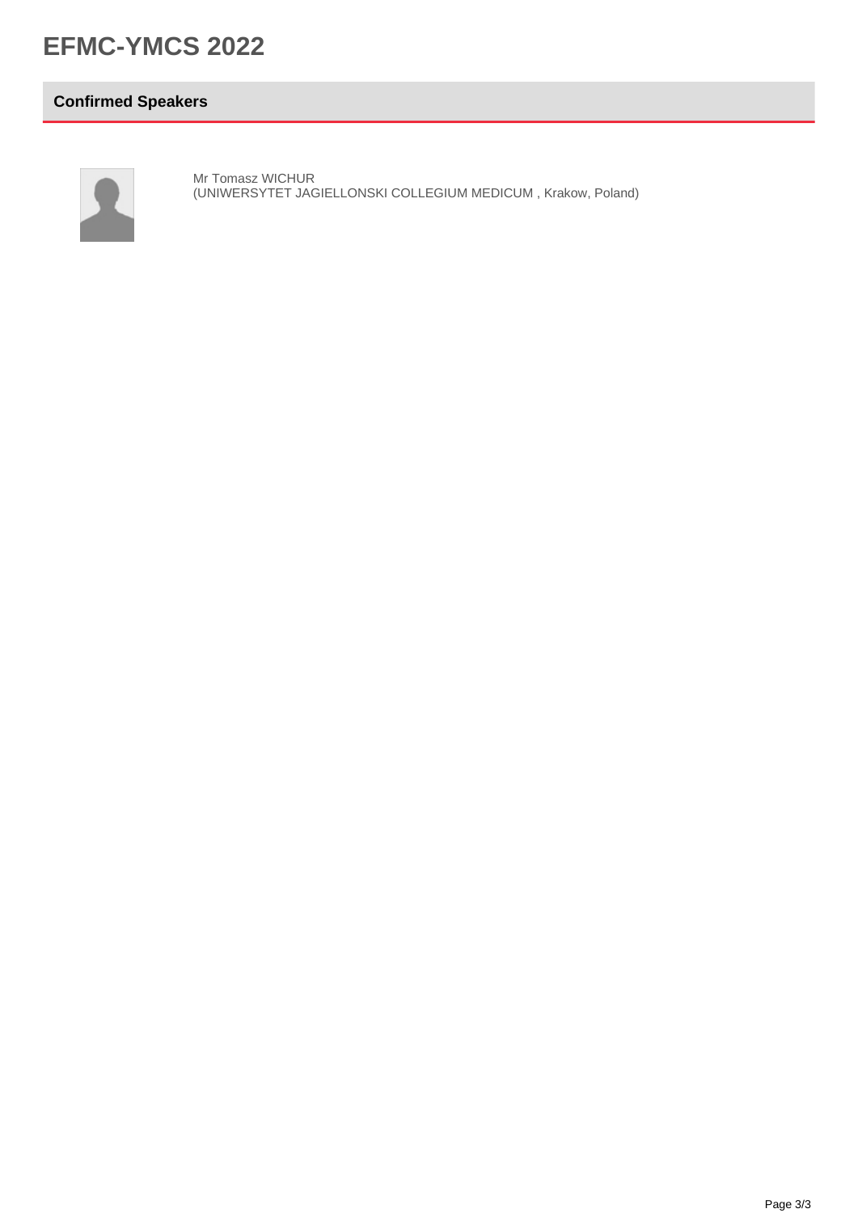# EFMC-YMCS 2022

## Confirmed Speakers

Mr Tomasz WICHUR
(UNIWERSYTET JAGIELLONSKI COLLEGIUM MEDICUM , Krakow, Poland)